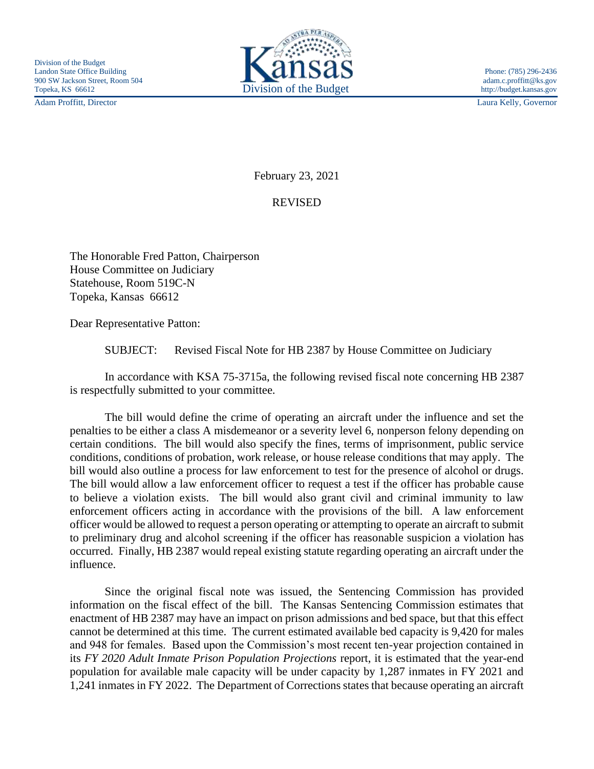Division of the Budget
Landon State Office Building
900 SW Jackson Street, Room 504
Topeka, KS 66612

Kansas
Division of the Budget

Phone: (785) 296-2436
adam.c.proffitt@ks.gov
http://budget.kansas.gov

Adam Proffitt, Director

Laura Kelly, Governor

February 23, 2021

REVISED

The Honorable Fred Patton, Chairperson
House Committee on Judiciary
Statehouse, Room 519C-N
Topeka, Kansas 66612

Dear Representative Patton:

SUBJECT: Revised Fiscal Note for HB 2387 by House Committee on Judiciary

In accordance with KSA 75-3715a, the following revised fiscal note concerning HB 2387 is respectfully submitted to your committee.

The bill would define the crime of operating an aircraft under the influence and set the penalties to be either a class A misdemeanor or a severity level 6, nonperson felony depending on certain conditions. The bill would also specify the fines, terms of imprisonment, public service conditions, conditions of probation, work release, or house release conditions that may apply. The bill would also outline a process for law enforcement to test for the presence of alcohol or drugs. The bill would allow a law enforcement officer to request a test if the officer has probable cause to believe a violation exists. The bill would also grant civil and criminal immunity to law enforcement officers acting in accordance with the provisions of the bill. A law enforcement officer would be allowed to request a person operating or attempting to operate an aircraft to submit to preliminary drug and alcohol screening if the officer has reasonable suspicion a violation has occurred. Finally, HB 2387 would repeal existing statute regarding operating an aircraft under the influence.

Since the original fiscal note was issued, the Sentencing Commission has provided information on the fiscal effect of the bill. The Kansas Sentencing Commission estimates that enactment of HB 2387 may have an impact on prison admissions and bed space, but that this effect cannot be determined at this time. The current estimated available bed capacity is 9,420 for males and 948 for females. Based upon the Commission's most recent ten-year projection contained in its *FY 2020 Adult Inmate Prison Population Projections* report, it is estimated that the year-end population for available male capacity will be under capacity by 1,287 inmates in FY 2021 and 1,241 inmates in FY 2022. The Department of Corrections states that because operating an aircraft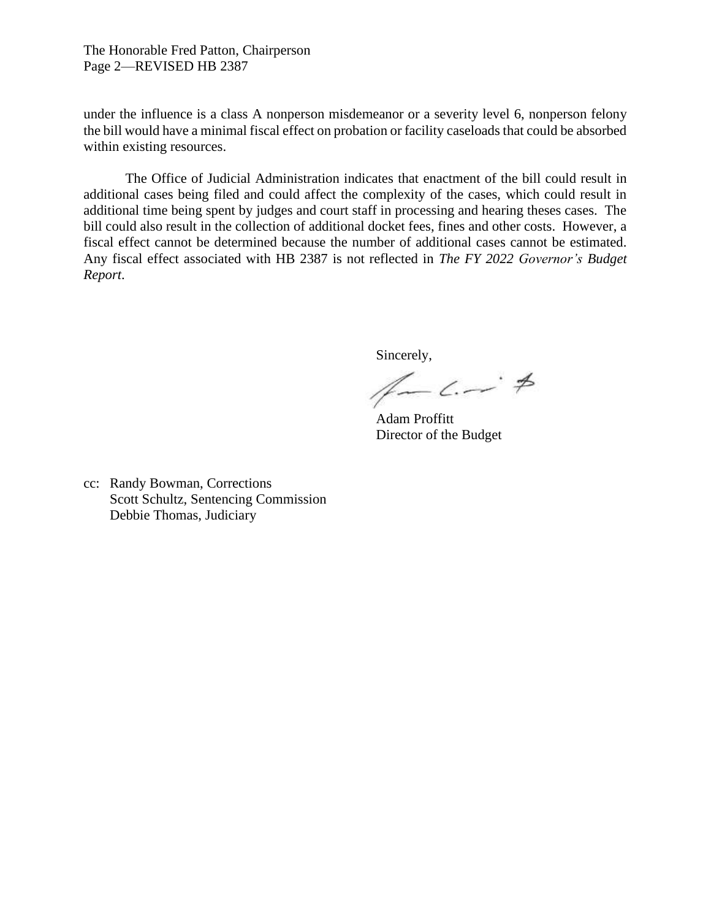under the influence is a class A nonperson misdemeanor or a severity level 6, nonperson felony the bill would have a minimal fiscal effect on probation or facility caseloads that could be absorbed within existing resources.

The Office of Judicial Administration indicates that enactment of the bill could result in additional cases being filed and could affect the complexity of the cases, which could result in additional time being spent by judges and court staff in processing and hearing theses cases. The bill could also result in the collection of additional docket fees, fines and other costs. However, a fiscal effect cannot be determined because the number of additional cases cannot be estimated. Any fiscal effect associated with HB 2387 is not reflected in *The FY 2022 Governor's Budget Report*.

Sincerely,

Adam Proffitt
Director of the Budget

cc: Randy Bowman, Corrections
Scott Schultz, Sentencing Commission
Debbie Thomas, Judiciary